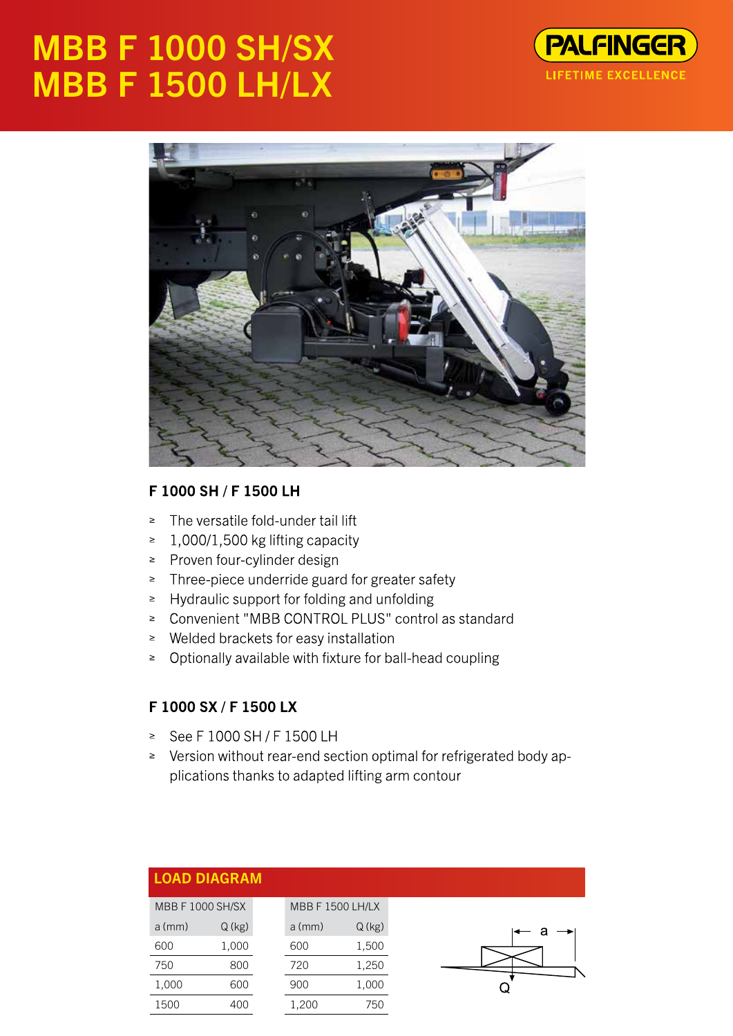# MBB F 1000 SH/SX
# MBB F 1500 LH/LX

PALFINGER
LIFETIME EXCELLENCE

### F 1000 SH / F 1500 LH

- The versatile fold-under tail lift
- 1,000/1,500 kg lifting capacity
- Proven four-cylinder design
- Three-piece underride guard for greater safety
- Hydraulic support for folding and unfolding
- Convenient "MBB CONTROL PLUS" control as standard
- Welded brackets for easy installation
- Optionally available with fixture for ball-head coupling

### F 1000 SX / F 1500 LX

- See F 1000 SH / F 1500 LH
- Version without rear-end section optimal for refrigerated body applications thanks to adapted lifting arm contour

## LOAD DIAGRAM

| MBB F 1000 SH/SX | |
|---|---|
| a (mm) | Q (kg) |
| 600 | 1,000 |
| 750 | 800 |
| 1,000 | 600 |
| 1500 | 400 |

| MBB F 1500 LH/LX | |
|---|---|
| a (mm) | Q (kg) |
| 600 | 1,500 |
| 720 | 1,250 |
| 900 | 1,000 |
| 1,200 | 750 |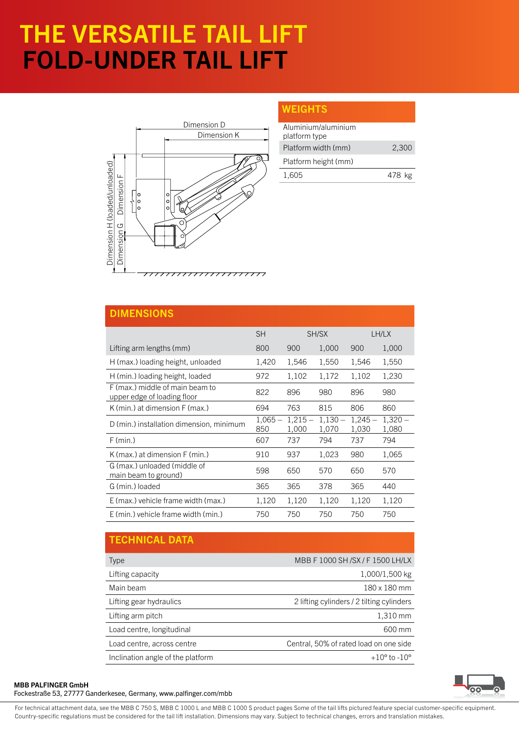# THE VERSATILE TAIL LIFT
# FOLD-UNDER TAIL LIFT

Dimension D
Dimension K
Dimension H (loaded/unloaded)
Dimension F
Dimension G

## WEIGHTS

| Aluminium/aluminium platform type | |
|---|---|
| Platform width (mm) | 2,300 |
| Platform height (mm) | |
| 1,605 | 478 kg |

## DIMENSIONS

| | SH | SH/SX | | LH/LX | |
|---|---|---|---|---|---|
| Lifting arm lengths (mm) | 800 | 900 | 1,000 | 900 | 1,000 |
| H (max.) loading height, unloaded | 1,420 | 1,546 | 1,550 | 1,546 | 1,550 |
| H (min.) loading height, loaded | 972 | 1,102 | 1,172 | 1,102 | 1,230 |
| F (max.) middle of main beam to upper edge of loading floor | 822 | 896 | 980 | 896 | 980 |
| K (min.) at dimension F (max.) | 694 | 763 | 815 | 806 | 860 |
| D (min.) installation dimension, minimum | 1,065 – 850 | 1,215 – 1,000 | 1,130 – 1,070 | 1,245 – 1,030 | 1,320 – 1,080 |
| F (min.) | 607 | 737 | 794 | 737 | 794 |
| K (max.) at dimension F (min.) | 910 | 937 | 1,023 | 980 | 1,065 |
| G (max.) unloaded (middle of main beam to ground) | 598 | 650 | 570 | 650 | 570 |
| G (min.) loaded | 365 | 365 | 378 | 365 | 440 |
| E (max.) vehicle frame width (max.) | 1,120 | 1,120 | 1,120 | 1,120 | 1,120 |
| E (min.) vehicle frame width (min.) | 750 | 750 | 750 | 750 | 750 |

## TECHNICAL DATA

| Type | MBB F 1000 SH /SX / F 1500 LH/LX |
|---|---|
| Lifting capacity | 1,000/1,500 kg |
| Main beam | 180 x 180 mm |
| Lifting gear hydraulics | 2 lifting cylinders / 2 tilting cylinders |
| Lifting arm pitch | 1,310 mm |
| Load centre, longitudinal | 600 mm |
| Load centre, across centre | Central, 50% of rated load on one side |
| Inclination angle of the platform | +10° to -10° |

**MBB PALFINGER GmbH**
Fockestraße 53, 27777 Ganderkesee, Germany, www.palfinger.com/mbb

For technical attachment data, see the MBB C 750 S, MBB C 1000 L and MBB C 1000 S product pages Some of the tail lifts pictured feature special customer-specific equipment. Country-specific regulations must be considered for the tail lift installation. Dimensions may vary. Subject to technical changes, errors and translation mistakes.